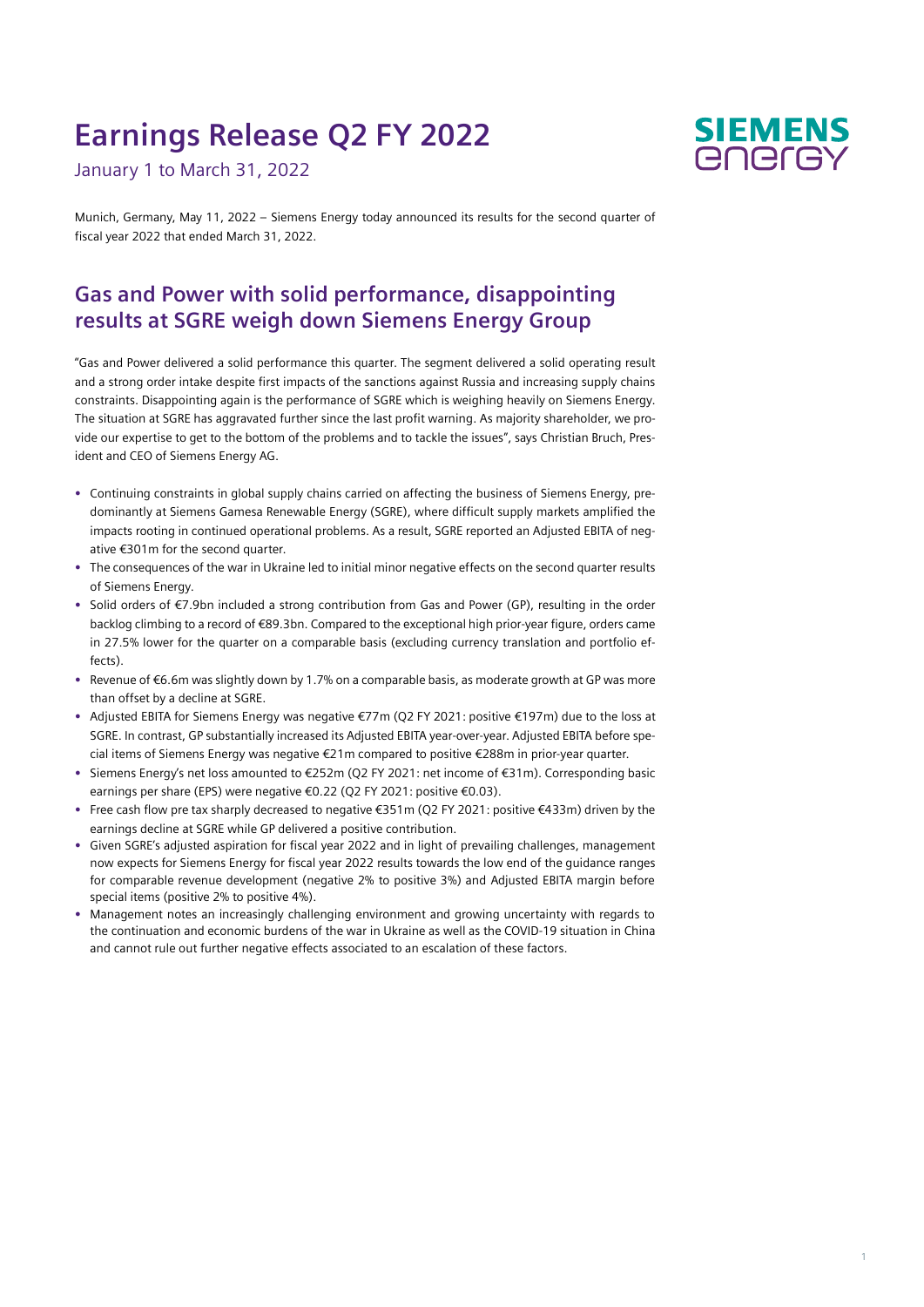# Earnings Release Q2 FY 2022

January 1 to March 31, 2022

Munich, Germany, May 11, 2022 – Siemens Energy today announced its results for the second quarter of fiscal year 2022 that ended March 31, 2022.

## Gas and Power with solid performance, disappointing results at SGRE weigh down Siemens Energy Group

"Gas and Power delivered a solid performance this quarter. The segment delivered a solid operating result and a strong order intake despite first impacts of the sanctions against Russia and increasing supply chains constraints. Disappointing again is the performance of SGRE which is weighing heavily on Siemens Energy. The situation at SGRE has aggravated further since the last profit warning. As majority shareholder, we provide our expertise to get to the bottom of the problems and to tackle the issues", says Christian Bruch, President and CEO of Siemens Energy AG.

- Continuing constraints in global supply chains carried on affecting the business of Siemens Energy, predominantly at Siemens Gamesa Renewable Energy (SGRE), where difficult supply markets amplified the impacts rooting in continued operational problems. As a result, SGRE reported an Adjusted EBITA of negative €301m for the second quarter.
- The consequences of the war in Ukraine led to initial minor negative effects on the second quarter results of Siemens Energy.
- Solid orders of €7.9bn included a strong contribution from Gas and Power (GP), resulting in the order backlog climbing to a record of €89.3bn. Compared to the exceptional high prior-year figure, orders came in 27.5% lower for the quarter on a comparable basis (excluding currency translation and portfolio effects).
- Revenue of €6.6m was slightly down by 1.7% on a comparable basis, as moderate growth at GP was more than offset by a decline at SGRE.
- Adjusted EBITA for Siemens Energy was negative €77m (Q2 FY 2021: positive €197m) due to the loss at SGRE. In contrast, GP substantially increased its Adjusted EBITA year-over-year. Adjusted EBITA before special items of Siemens Energy was negative €21m compared to positive €288m in prior-year quarter.
- Siemens Energy's net loss amounted to €252m (Q2 FY 2021: net income of €31m). Corresponding basic earnings per share (EPS) were negative €0.22 (Q2 FY 2021: positive €0.03).
- Free cash flow pre tax sharply decreased to negative €351m (Q2 FY 2021: positive €433m) driven by the earnings decline at SGRE while GP delivered a positive contribution.
- Given SGRE's adjusted aspiration for fiscal year 2022 and in light of prevailing challenges, management now expects for Siemens Energy for fiscal year 2022 results towards the low end of the guidance ranges for comparable revenue development (negative 2% to positive 3%) and Adjusted EBITA margin before special items (positive 2% to positive 4%).
- Management notes an increasingly challenging environment and growing uncertainty with regards to the continuation and economic burdens of the war in Ukraine as well as the COVID-19 situation in China and cannot rule out further negative effects associated to an escalation of these factors.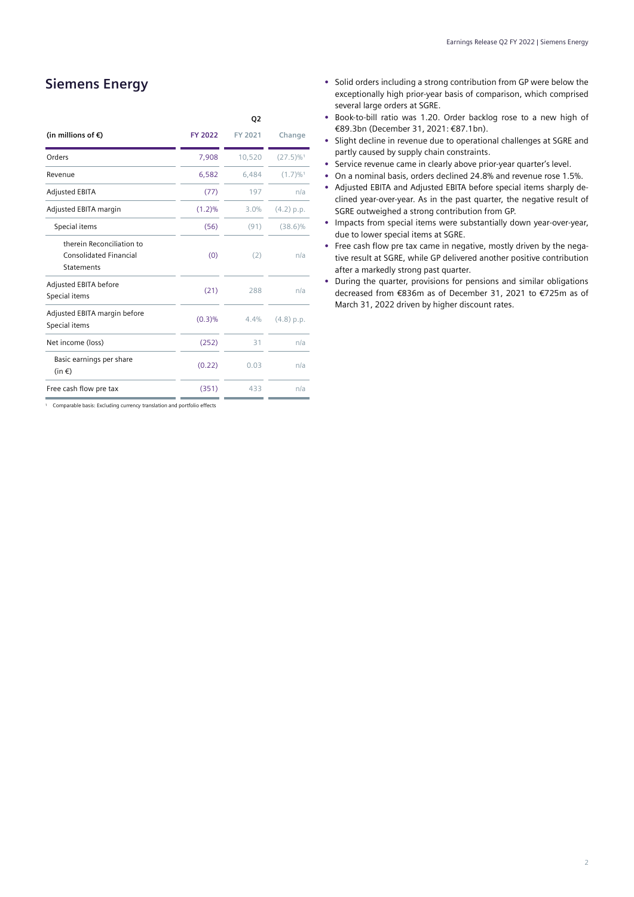## Siemens Energy

| (in millions of €) | Q2 | | |
|---|---|---|---|
| | FY 2022 | FY 2021 | Change |
| Orders | 7,908 | 10,520 | (27.5)%[1] |
| Revenue | 6,582 | 6,484 | (1.7)%[1] |
| Adjusted EBITA | (77) | 197 | n/a |
| Adjusted EBITA margin | (1.2)% | 3.0% | (4.2) p.p. |
| Special items | (56) | (91) | (38.6)% |
| therein Reconciliation to Consolidated Financial Statements | (0) | (2) | n/a |
| Adjusted EBITA before Special items | (21) | 288 | n/a |
| Adjusted EBITA margin before Special items | (0.3)% | 4.4% | (4.8) p.p. |
| Net income (loss) | (252) | 31 | n/a |
| Basic earnings per share (in €) | (0.22) | 0.03 | n/a |
| Free cash flow pre tax | (351) | 433 | n/a |

[1] Comparable basis: Excluding currency translation and portfolio effects

- Solid orders including a strong contribution from GP were below the exceptionally high prior-year basis of comparison, which comprised several large orders at SGRE.
- Book-to-bill ratio was 1.20. Order backlog rose to a new high of €89.3bn (December 31, 2021: €87.1bn).
- Slight decline in revenue due to operational challenges at SGRE and partly caused by supply chain constraints.
- Service revenue came in clearly above prior-year quarter's level.
- On a nominal basis, orders declined 24.8% and revenue rose 1.5%.
- Adjusted EBITA and Adjusted EBITA before special items sharply declined year-over-year. As in the past quarter, the negative result of SGRE outweighed a strong contribution from GP.
- Impacts from special items were substantially down year-over-year, due to lower special items at SGRE.
- Free cash flow pre tax came in negative, mostly driven by the negative result at SGRE, while GP delivered another positive contribution after a markedly strong past quarter.
- During the quarter, provisions for pensions and similar obligations decreased from €836m as of December 31, 2021 to €725m as of March 31, 2022 driven by higher discount rates.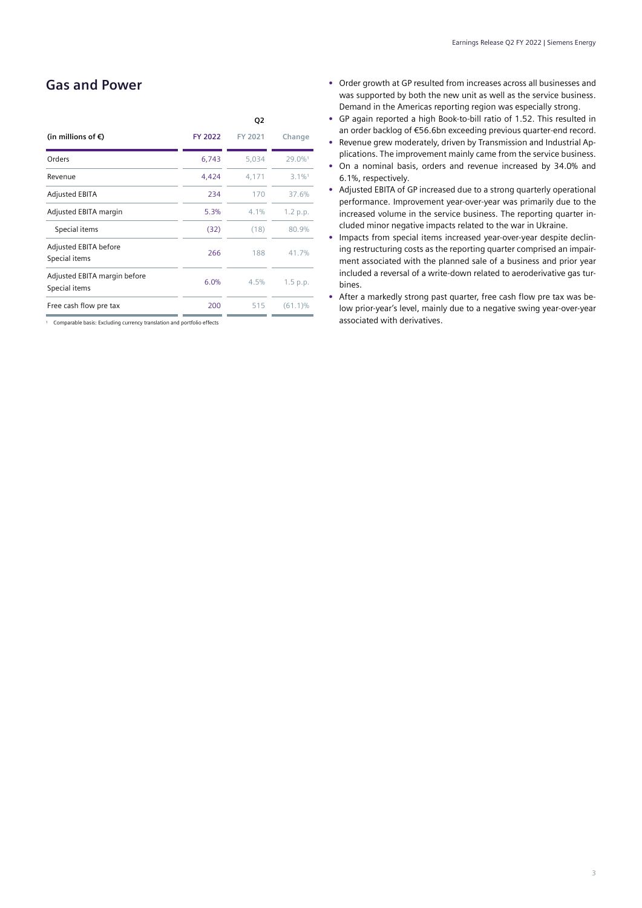## Gas and Power

| (in millions of €) | Q2 FY 2022 | Q2 FY 2021 | Change |
|---|---|---|---|
| Orders | 6,743 | 5,034 | 29.0%[1] |
| Revenue | 4,424 | 4,171 | 3.1%[1] |
| Adjusted EBITA | 234 | 170 | 37.6% |
| Adjusted EBITA margin | 5.3% | 4.1% | 1.2 p.p. |
| Special items | (32) | (18) | 80.9% |
| Adjusted EBITA before Special items | 266 | 188 | 41.7% |
| Adjusted EBITA margin before Special items | 6.0% | 4.5% | 1.5 p.p. |
| Free cash flow pre tax | 200 | 515 | (61.1)% |

[1] Comparable basis: Excluding currency translation and portfolio effects

- Order growth at GP resulted from increases across all businesses and was supported by both the new unit as well as the service business. Demand in the Americas reporting region was especially strong.
- GP again reported a high Book-to-bill ratio of 1.52. This resulted in an order backlog of €56.6bn exceeding previous quarter-end record.
- Revenue grew moderately, driven by Transmission and Industrial Applications. The improvement mainly came from the service business.
- On a nominal basis, orders and revenue increased by 34.0% and 6.1%, respectively.
- Adjusted EBITA of GP increased due to a strong quarterly operational performance. Improvement year-over-year was primarily due to the increased volume in the service business. The reporting quarter included minor negative impacts related to the war in Ukraine.
- Impacts from special items increased year-over-year despite declining restructuring costs as the reporting quarter comprised an impairment associated with the planned sale of a business and prior year included a reversal of a write-down related to aeroderivative gas turbines.
- After a markedly strong past quarter, free cash flow pre tax was below prior-year's level, mainly due to a negative swing year-over-year associated with derivatives.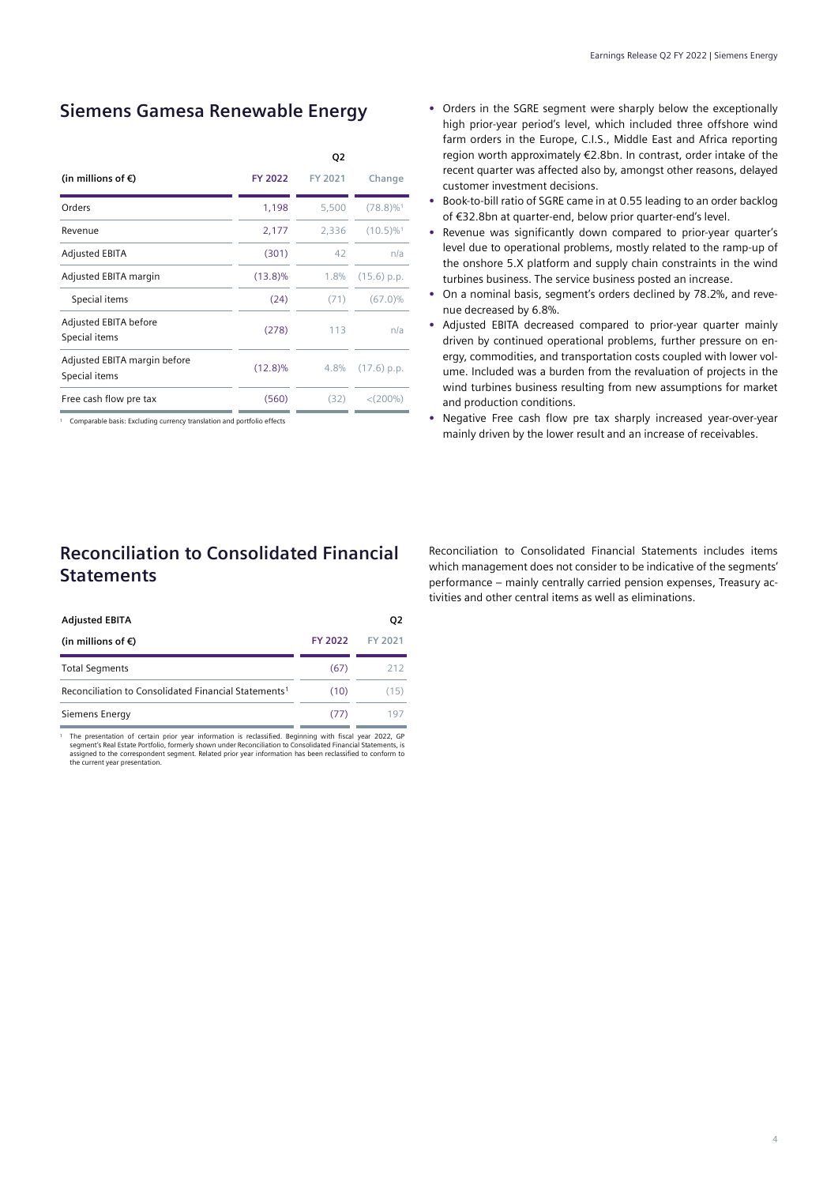## Siemens Gamesa Renewable Energy

| (in millions of €) | Q2 FY 2022 | Q2 FY 2021 | Change |
|---|---|---|---|
| Orders | 1,198 | 5,500 | (78.8)%[1] |
| Revenue | 2,177 | 2,336 | (10.5)%[1] |
| Adjusted EBITA | (301) | 42 | n/a |
| Adjusted EBITA margin | (13.8)% | 1.8% | (15.6) p.p. |
| Special items | (24) | (71) | (67.0)% |
| Adjusted EBITA before Special items | (278) | 113 | n/a |
| Adjusted EBITA margin before Special items | (12.8)% | 4.8% | (17.6) p.p. |
| Free cash flow pre tax | (560) | (32) | <(200%) |

[1] Comparable basis: Excluding currency translation and portfolio effects

- Orders in the SGRE segment were sharply below the exceptionally high prior-year period's level, which included three offshore wind farm orders in the Europe, C.I.S., Middle East and Africa reporting region worth approximately €2.8bn. In contrast, order intake of the recent quarter was affected also by, amongst other reasons, delayed customer investment decisions.
- Book-to-bill ratio of SGRE came in at 0.55 leading to an order backlog of €32.8bn at quarter-end, below prior quarter-end's level.
- Revenue was significantly down compared to prior-year quarter's level due to operational problems, mostly related to the ramp-up of the onshore 5.X platform and supply chain constraints in the wind turbines business. The service business posted an increase.
- On a nominal basis, segment's orders declined by 78.2%, and revenue decreased by 6.8%.
- Adjusted EBITA decreased compared to prior-year quarter mainly driven by continued operational problems, further pressure on energy, commodities, and transportation costs coupled with lower volume. Included was a burden from the revaluation of projects in the wind turbines business resulting from new assumptions for market and production conditions.
- Negative Free cash flow pre tax sharply increased year-over-year mainly driven by the lower result and an increase of receivables.

## Reconciliation to Consolidated Financial Statements

| Adjusted EBITA (in millions of €) | Q2 FY 2022 | Q2 FY 2021 |
|---|---|---|
| Total Segments | (67) | 212 |
| Reconciliation to Consolidated Financial Statements[1] | (10) | (15) |
| Siemens Energy | (77) | 197 |

[1] The presentation of certain prior year information is reclassified. Beginning with fiscal year 2022, GP segment's Real Estate Portfolio, formerly shown under Reconciliation to Consolidated Financial Statements, is assigned to the correspondent segment. Related prior year information has been reclassified to conform to the current year presentation.

Reconciliation to Consolidated Financial Statements includes items which management does not consider to be indicative of the segments' performance – mainly centrally carried pension expenses, Treasury activities and other central items as well as eliminations.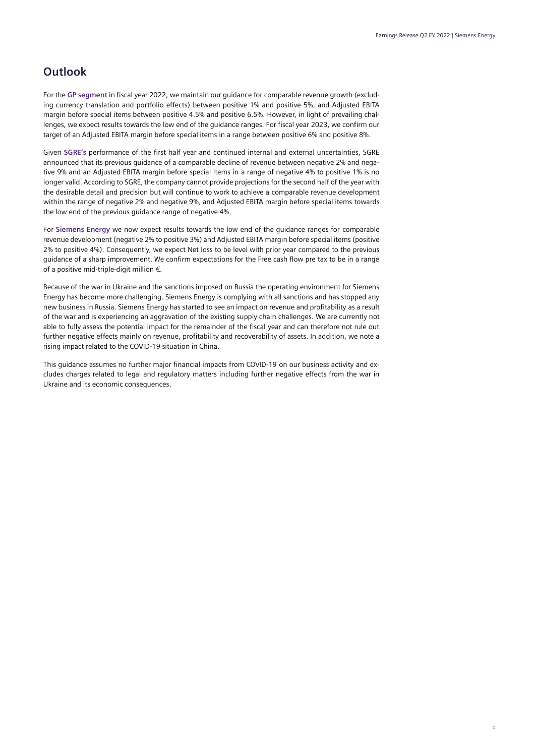## Outlook

For the **GP segment** in fiscal year 2022, we maintain our guidance for comparable revenue growth (excluding currency translation and portfolio effects) between positive 1% and positive 5%, and Adjusted EBITA margin before special items between positive 4.5% and positive 6.5%. However, in light of prevailing challenges, we expect results towards the low end of the guidance ranges. For fiscal year 2023, we confirm our target of an Adjusted EBITA margin before special items in a range between positive 6% and positive 8%.

Given **SGRE's** performance of the first half year and continued internal and external uncertainties, SGRE announced that its previous guidance of a comparable decline of revenue between negative 2% and negative 9% and an Adjusted EBITA margin before special items in a range of negative 4% to positive 1% is no longer valid. According to SGRE, the company cannot provide projections for the second half of the year with the desirable detail and precision but will continue to work to achieve a comparable revenue development within the range of negative 2% and negative 9%, and Adjusted EBITA margin before special items towards the low end of the previous guidance range of negative 4%.

For **Siemens Energy** we now expect results towards the low end of the guidance ranges for comparable revenue development (negative 2% to positive 3%) and Adjusted EBITA margin before special items (positive 2% to positive 4%). Consequently, we expect Net loss to be level with prior year compared to the previous guidance of a sharp improvement. We confirm expectations for the Free cash flow pre tax to be in a range of a positive mid-triple-digit million €.

Because of the war in Ukraine and the sanctions imposed on Russia the operating environment for Siemens Energy has become more challenging. Siemens Energy is complying with all sanctions and has stopped any new business in Russia. Siemens Energy has started to see an impact on revenue and profitability as a result of the war and is experiencing an aggravation of the existing supply chain challenges. We are currently not able to fully assess the potential impact for the remainder of the fiscal year and can therefore not rule out further negative effects mainly on revenue, profitability and recoverability of assets. In addition, we note a rising impact related to the COVID-19 situation in China.

This guidance assumes no further major financial impacts from COVID-19 on our business activity and excludes charges related to legal and regulatory matters including further negative effects from the war in Ukraine and its economic consequences.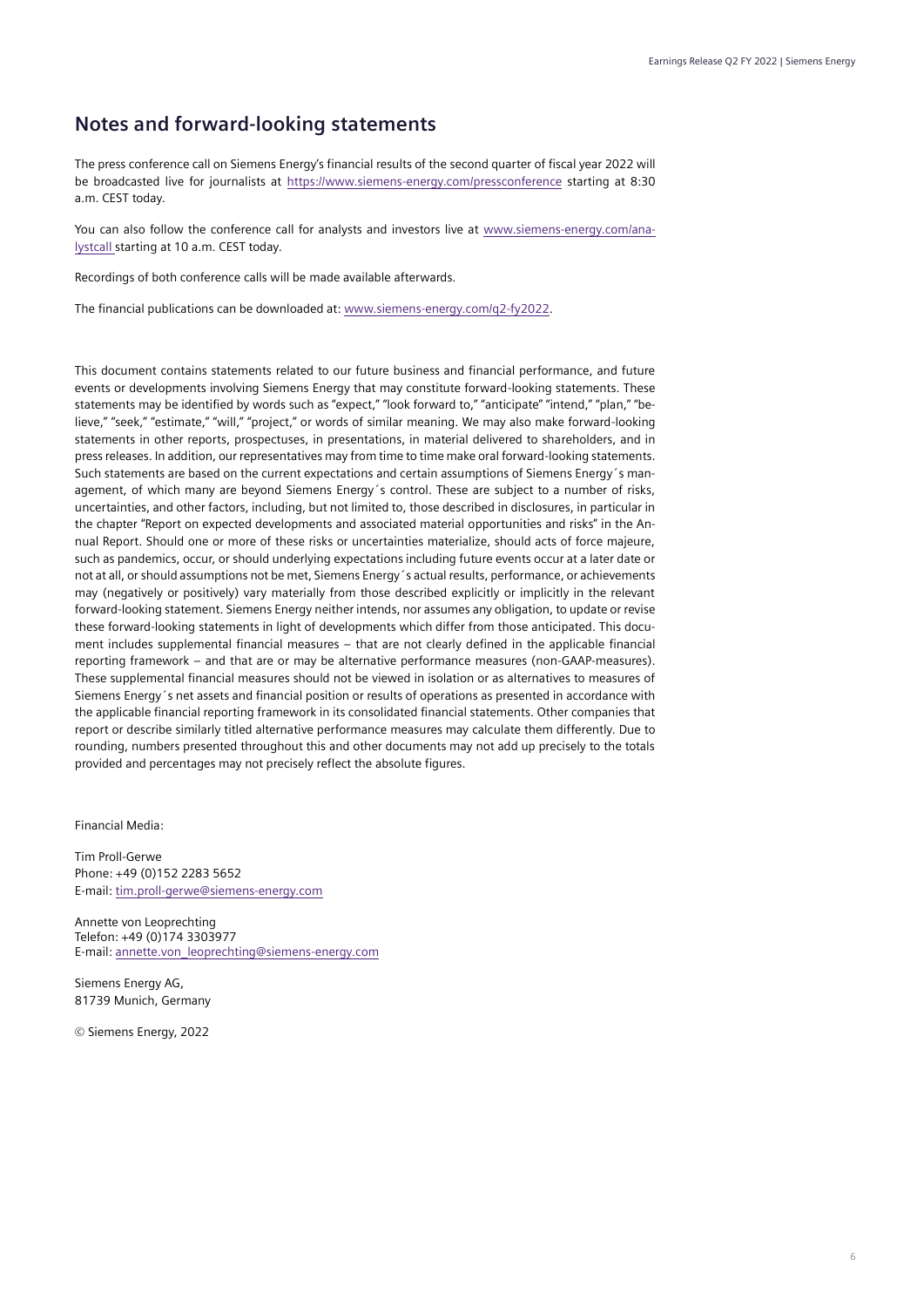## Notes and forward-looking statements

The press conference call on Siemens Energy's financial results of the second quarter of fiscal year 2022 will be broadcasted live for journalists at https://www.siemens-energy.com/pressconference starting at 8:30 a.m. CEST today.

You can also follow the conference call for analysts and investors live at www.siemens-energy.com/analystcall starting at 10 a.m. CEST today.

Recordings of both conference calls will be made available afterwards.

The financial publications can be downloaded at: www.siemens-energy.com/q2-fy2022.

This document contains statements related to our future business and financial performance, and future events or developments involving Siemens Energy that may constitute forward-looking statements. These statements may be identified by words such as "expect," "look forward to," "anticipate" "intend," "plan," "believe," "seek," "estimate," "will," "project," or words of similar meaning. We may also make forward-looking statements in other reports, prospectuses, in presentations, in material delivered to shareholders, and in press releases. In addition, our representatives may from time to time make oral forward-looking statements. Such statements are based on the current expectations and certain assumptions of Siemens Energy´s management, of which many are beyond Siemens Energy´s control. These are subject to a number of risks, uncertainties, and other factors, including, but not limited to, those described in disclosures, in particular in the chapter "Report on expected developments and associated material opportunities and risks" in the Annual Report. Should one or more of these risks or uncertainties materialize, should acts of force majeure, such as pandemics, occur, or should underlying expectations including future events occur at a later date or not at all, or should assumptions not be met, Siemens Energy´s actual results, performance, or achievements may (negatively or positively) vary materially from those described explicitly or implicitly in the relevant forward-looking statement. Siemens Energy neither intends, nor assumes any obligation, to update or revise these forward-looking statements in light of developments which differ from those anticipated. This document includes supplemental financial measures – that are not clearly defined in the applicable financial reporting framework – and that are or may be alternative performance measures (non-GAAP-measures). These supplemental financial measures should not be viewed in isolation or as alternatives to measures of Siemens Energy´s net assets and financial position or results of operations as presented in accordance with the applicable financial reporting framework in its consolidated financial statements. Other companies that report or describe similarly titled alternative performance measures may calculate them differently. Due to rounding, numbers presented throughout this and other documents may not add up precisely to the totals provided and percentages may not precisely reflect the absolute figures.

Financial Media:

Tim Proll-Gerwe
Phone: +49 (0)152 2283 5652
E-mail: tim.proll-gerwe@siemens-energy.com

Annette von Leoprechting
Telefon: +49 (0)174 3303977
E-mail: annette.von_leoprechting@siemens-energy.com

Siemens Energy AG,
81739 Munich, Germany

© Siemens Energy, 2022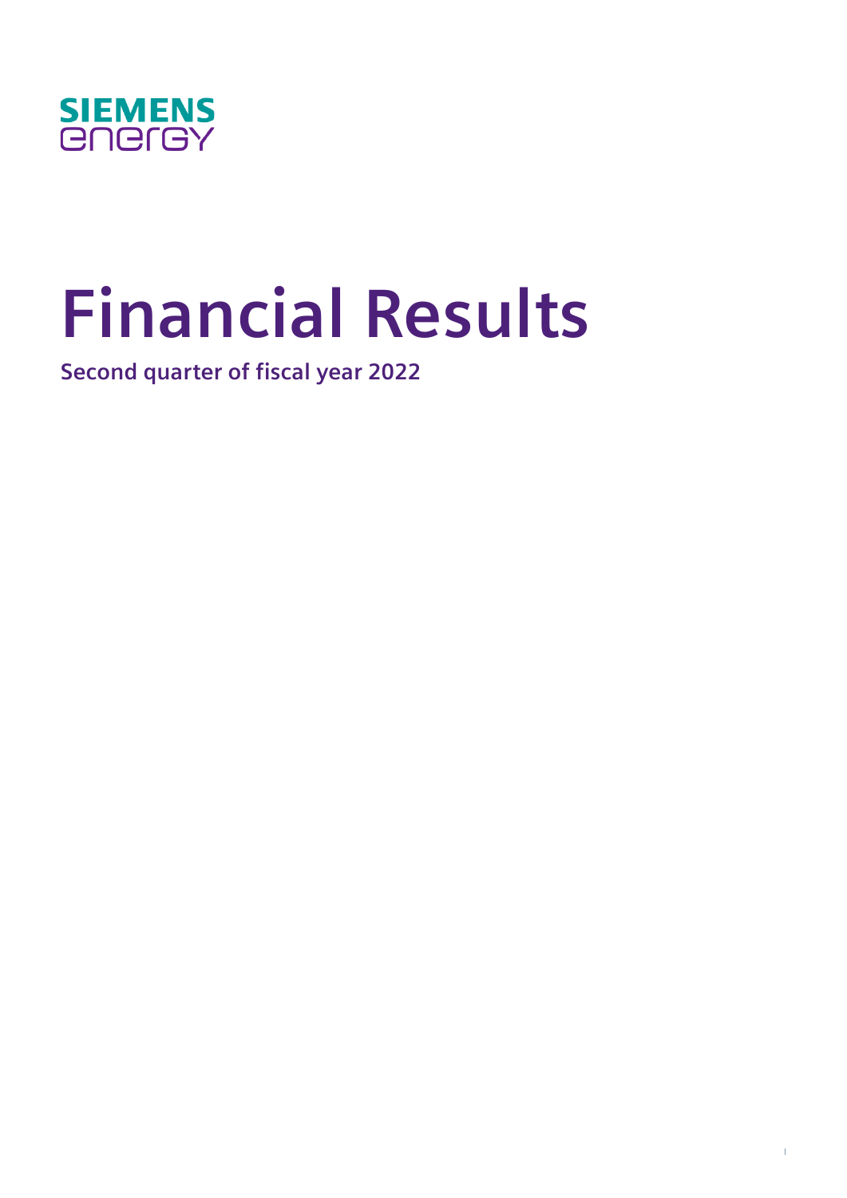SIEMENS
energy

# Financial Results

## Second quarter of fiscal year 2022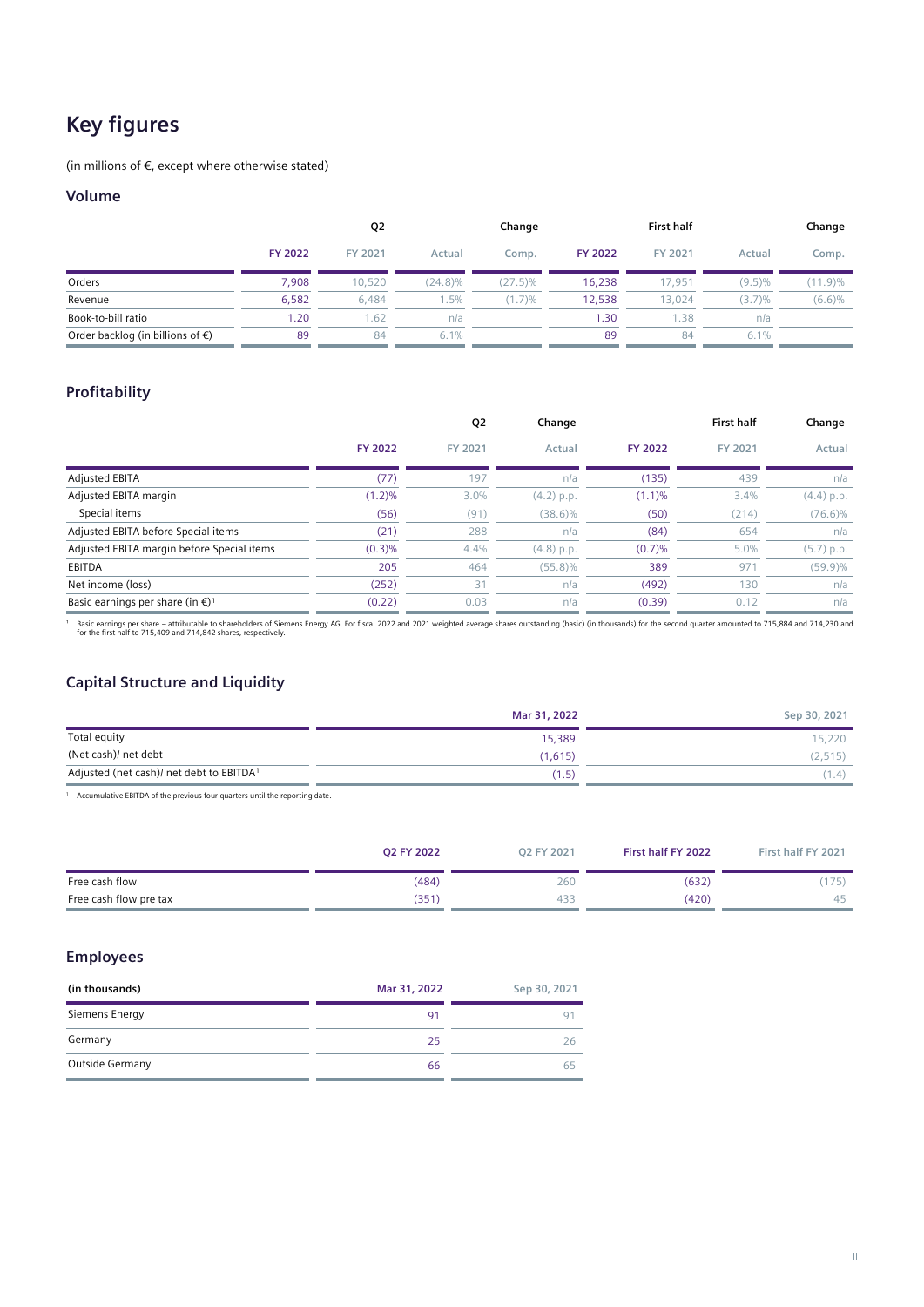# Key figures

(in millions of €, except where otherwise stated)

## Volume

| | Q2 | | Change | | First half | | Change | |
|---|---|---|---|---|---|---|---|---|
| | FY 2022 | FY 2021 | Actual | Comp. | FY 2022 | FY 2021 | Actual | Comp. |
| Orders | 7,908 | 10,520 | (24.8)% | (27.5)% | 16,238 | 17,951 | (9.5)% | (11.9)% |
| Revenue | 6,582 | 6,484 | 1.5% | (1.7)% | 12,538 | 13,024 | (3.7)% | (6.6)% |
| Book-to-bill ratio | 1.20 | 1.62 | n/a | | 1.30 | 1.38 | n/a | |
| Order backlog (in billions of €) | 89 | 84 | 6.1% | | 89 | 84 | 6.1% | |

## Profitability

| | Q2 | | Change | First half | | Change |
|---|---|---|---|---|---|---|
| | FY 2022 | FY 2021 | Actual | FY 2022 | FY 2021 | Actual |
| Adjusted EBITA | (77) | 197 | n/a | (135) | 439 | n/a |
| Adjusted EBITA margin | (1.2)% | 3.0% | (4.2) p.p. | (1.1)% | 3.4% | (4.4) p.p. |
| Special items | (56) | (91) | (38.6)% | (50) | (214) | (76.6)% |
| Adjusted EBITA before Special items | (21) | 288 | n/a | (84) | 654 | n/a |
| Adjusted EBITA margin before Special items | (0.3)% | 4.4% | (4.8) p.p. | (0.7)% | 5.0% | (5.7) p.p. |
| EBITDA | 205 | 464 | (55.8)% | 389 | 971 | (59.9)% |
| Net income (loss) | (252) | 31 | n/a | (492) | 130 | n/a |
| Basic earnings per share (in €)[1] | (0.22) | 0.03 | n/a | (0.39) | 0.12 | n/a |

[1] Basic earnings per share – attributable to shareholders of Siemens Energy AG. For fiscal 2022 and 2021 weighted average shares outstanding (basic) (in thousands) for the second quarter amounted to 715,884 and 714,230 and for the first half to 715,409 and 714,842 shares, respectively.

## Capital Structure and Liquidity

| | Mar 31, 2022 | Sep 30, 2021 |
|---|---|---|
| Total equity | 15,389 | 15,220 |
| (Net cash)/ net debt | (1,615) | (2,515) |
| Adjusted (net cash)/ net debt to EBITDA[1] | (1.5) | (1.4) |

[1] Accumulative EBITDA of the previous four quarters until the reporting date.

| | Q2 FY 2022 | Q2 FY 2021 | First half FY 2022 | First half FY 2021 |
|---|---|---|---|---|
| Free cash flow | (484) | 260 | (632) | (175) |
| Free cash flow pre tax | (351) | 433 | (420) | 45 |

## Employees

| (in thousands) | Mar 31, 2022 | Sep 30, 2021 |
|---|---|---|
| Siemens Energy | 91 | 91 |
| Germany | 25 | 26 |
| Outside Germany | 66 | 65 |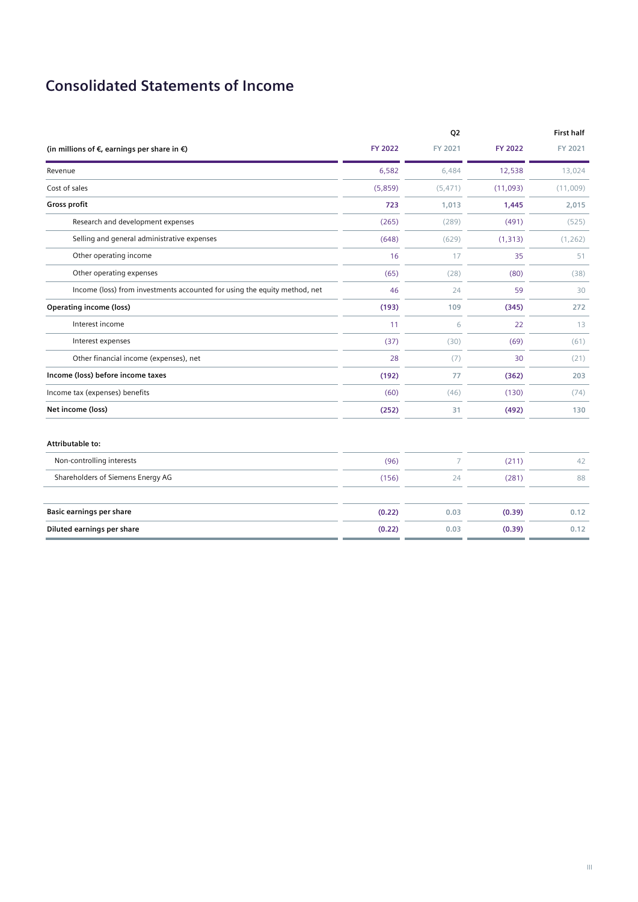# Consolidated Statements of Income

| (in millions of €, earnings per share in €) | Q2 FY 2022 | Q2 FY 2021 | First half FY 2022 | First half FY 2021 |
|---|---|---|---|---|
| Revenue | 6,582 | 6,484 | 12,538 | 13,024 |
| Cost of sales | (5,859) | (5,471) | (11,093) | (11,009) |
| **Gross profit** | **723** | **1,013** | **1,445** | **2,015** |
| Research and development expenses | (265) | (289) | (491) | (525) |
| Selling and general administrative expenses | (648) | (629) | (1,313) | (1,262) |
| Other operating income | 16 | 17 | 35 | 51 |
| Other operating expenses | (65) | (28) | (80) | (38) |
| Income (loss) from investments accounted for using the equity method, net | 46 | 24 | 59 | 30 |
| **Operating income (loss)** | **(193)** | **109** | **(345)** | **272** |
| Interest income | 11 | 6 | 22 | 13 |
| Interest expenses | (37) | (30) | (69) | (61) |
| Other financial income (expenses), net | 28 | (7) | 30 | (21) |
| **Income (loss) before income taxes** | **(192)** | **77** | **(362)** | **203** |
| Income tax (expenses) benefits | (60) | (46) | (130) | (74) |
| **Net income (loss)** | **(252)** | **31** | **(492)** | **130** |
| | | | | |
| **Attributable to:** | | | | |
| Non-controlling interests | (96) | 7 | (211) | 42 |
| Shareholders of Siemens Energy AG | (156) | 24 | (281) | 88 |
| | | | | |
| **Basic earnings per share** | **(0.22)** | **0.03** | **(0.39)** | **0.12** |
| **Diluted earnings per share** | **(0.22)** | **0.03** | **(0.39)** | **0.12** |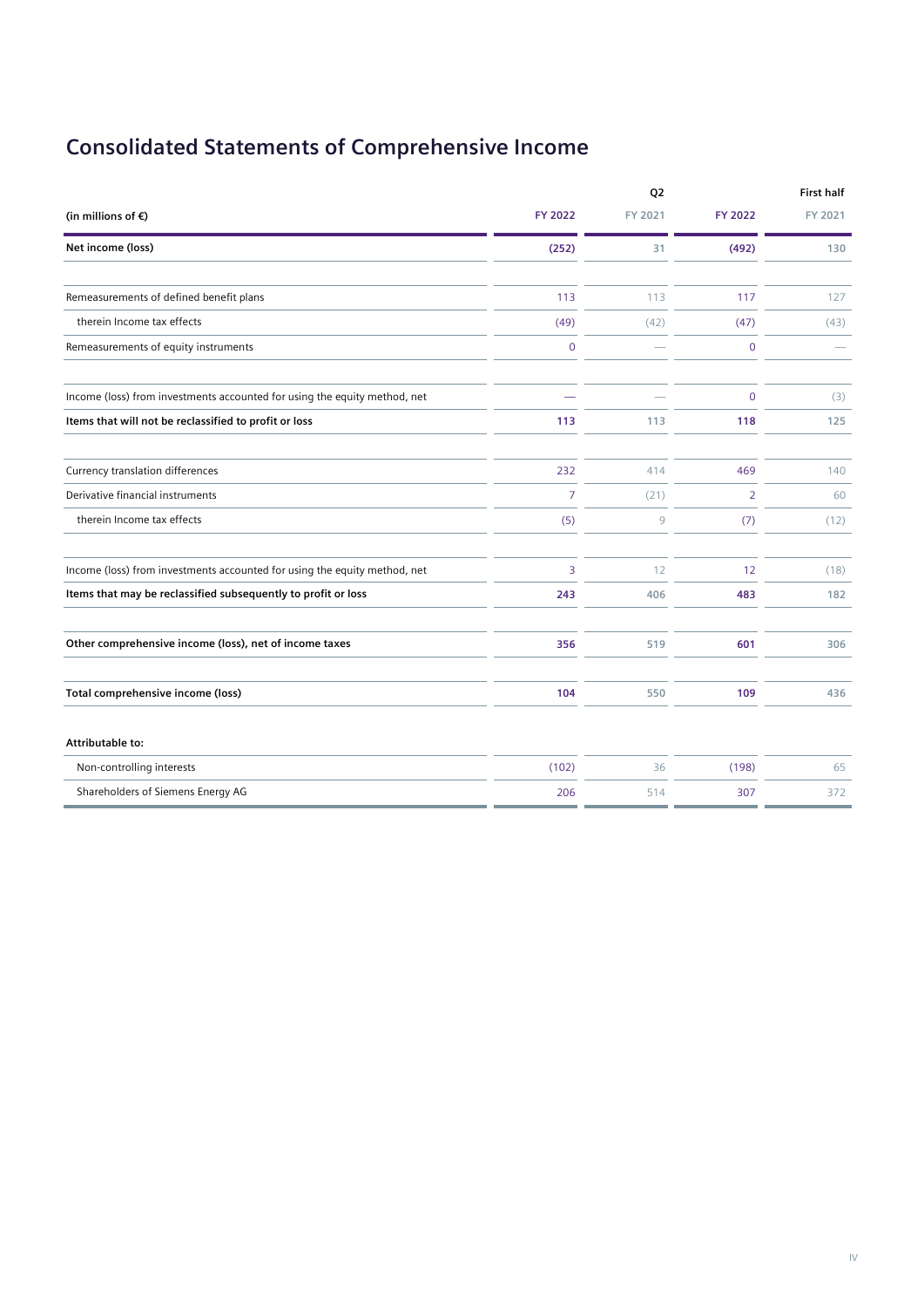# Consolidated Statements of Comprehensive Income

| (in millions of €) | Q2 FY 2022 | Q2 FY 2021 | First half FY 2022 | First half FY 2021 |
|---|---|---|---|---|
| **Net income (loss)** | **(252)** | **31** | **(492)** | **130** |
| Remeasurements of defined benefit plans | 113 | 113 | 117 | 127 |
| therein Income tax effects | (49) | (42) | (47) | (43) |
| Remeasurements of equity instruments | 0 | — | 0 | — |
| Income (loss) from investments accounted for using the equity method, net | — | — | 0 | (3) |
| **Items that will not be reclassified to profit or loss** | **113** | **113** | **118** | **125** |
| Currency translation differences | 232 | 414 | 469 | 140 |
| Derivative financial instruments | 7 | (21) | 2 | 60 |
| therein Income tax effects | (5) | 9 | (7) | (12) |
| Income (loss) from investments accounted for using the equity method, net | 3 | 12 | 12 | (18) |
| **Items that may be reclassified subsequently to profit or loss** | **243** | **406** | **483** | **182** |
| **Other comprehensive income (loss), net of income taxes** | **356** | **519** | **601** | **306** |
| **Total comprehensive income (loss)** | **104** | **550** | **109** | **436** |
| **Attributable to:** | | | | |
| Non-controlling interests | (102) | 36 | (198) | 65 |
| Shareholders of Siemens Energy AG | 206 | 514 | 307 | 372 |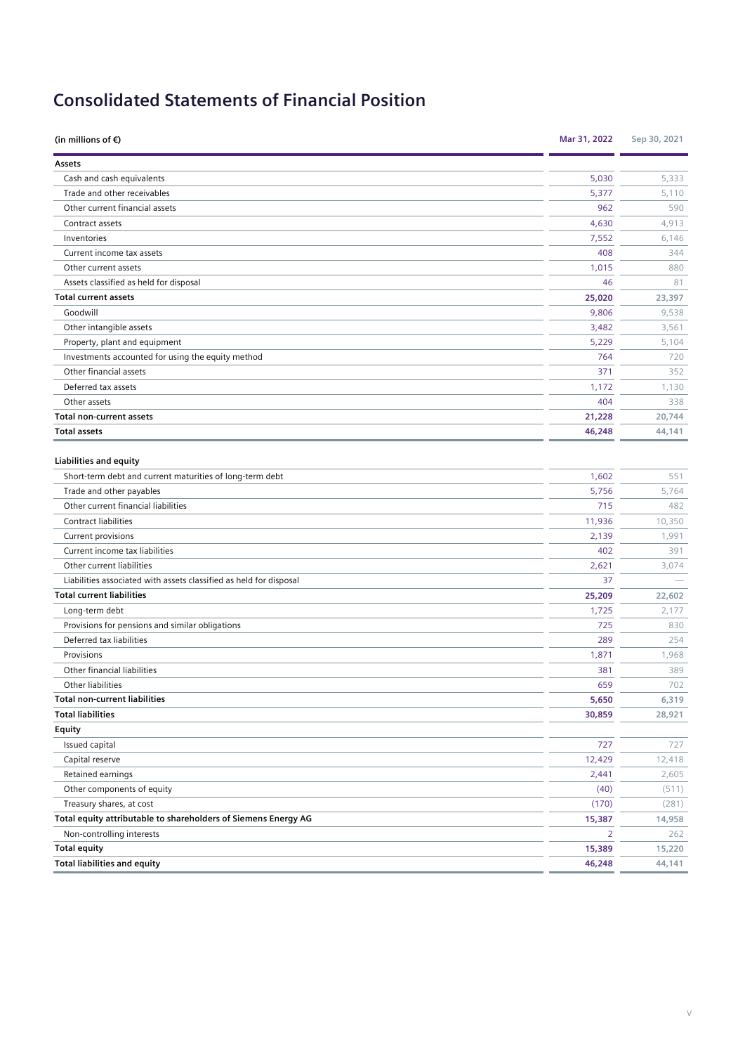# Consolidated Statements of Financial Position

| (in millions of €) | Mar 31, 2022 | Sep 30, 2021 |
|---|---|---|
| **Assets** | | |
| Cash and cash equivalents | 5,030 | 5,333 |
| Trade and other receivables | 5,377 | 5,110 |
| Other current financial assets | 962 | 590 |
| Contract assets | 4,630 | 4,913 |
| Inventories | 7,552 | 6,146 |
| Current income tax assets | 408 | 344 |
| Other current assets | 1,015 | 880 |
| Assets classified as held for disposal | 46 | 81 |
| **Total current assets** | **25,020** | **23,397** |
| Goodwill | 9,806 | 9,538 |
| Other intangible assets | 3,482 | 3,561 |
| Property, plant and equipment | 5,229 | 5,104 |
| Investments accounted for using the equity method | 764 | 720 |
| Other financial assets | 371 | 352 |
| Deferred tax assets | 1,172 | 1,130 |
| Other assets | 404 | 338 |
| **Total non-current assets** | **21,228** | **20,744** |
| **Total assets** | **46,248** | **44,141** |
| | | |
| **Liabilities and equity** | | |
| Short-term debt and current maturities of long-term debt | 1,602 | 551 |
| Trade and other payables | 5,756 | 5,764 |
| Other current financial liabilities | 715 | 482 |
| Contract liabilities | 11,936 | 10,350 |
| Current provisions | 2,139 | 1,991 |
| Current income tax liabilities | 402 | 391 |
| Other current liabilities | 2,621 | 3,074 |
| Liabilities associated with assets classified as held for disposal | 37 | — |
| **Total current liabilities** | **25,209** | **22,602** |
| Long-term debt | 1,725 | 2,177 |
| Provisions for pensions and similar obligations | 725 | 830 |
| Deferred tax liabilities | 289 | 254 |
| Provisions | 1,871 | 1,968 |
| Other financial liabilities | 381 | 389 |
| Other liabilities | 659 | 702 |
| **Total non-current liabilities** | **5,650** | **6,319** |
| **Total liabilities** | **30,859** | **28,921** |
| **Equity** | | |
| Issued capital | 727 | 727 |
| Capital reserve | 12,429 | 12,418 |
| Retained earnings | 2,441 | 2,605 |
| Other components of equity | (40) | (511) |
| Treasury shares, at cost | (170) | (281) |
| **Total equity attributable to shareholders of Siemens Energy AG** | **15,387** | **14,958** |
| Non-controlling interests | 2 | 262 |
| **Total equity** | **15,389** | **15,220** |
| **Total liabilities and equity** | **46,248** | **44,141** |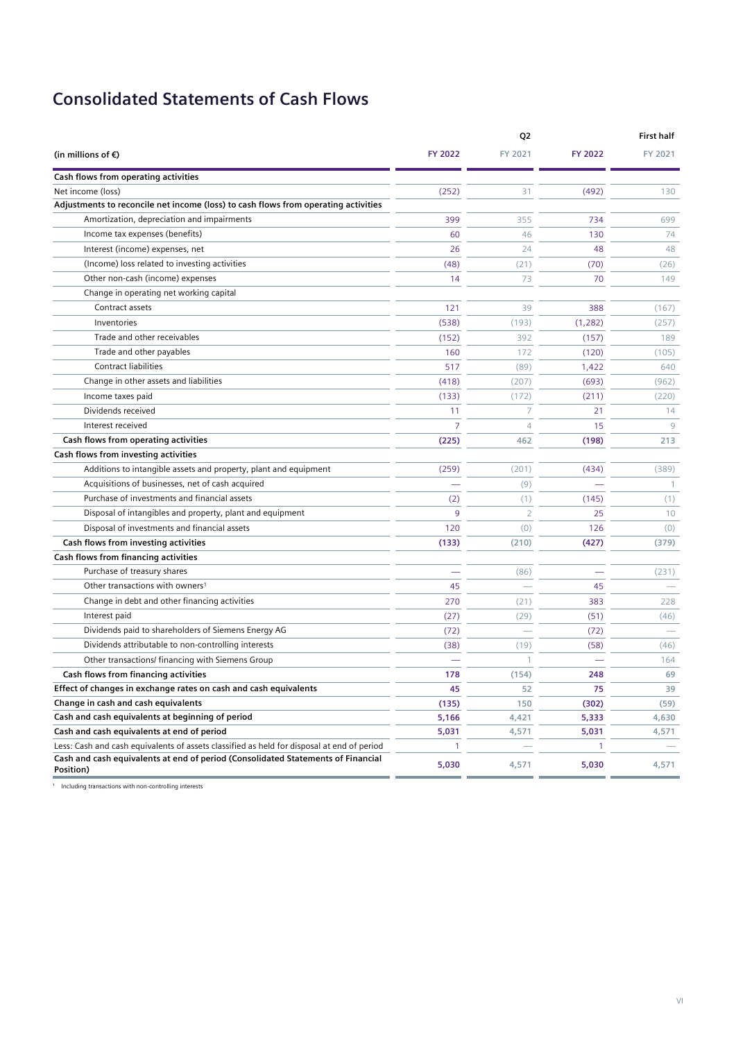# Consolidated Statements of Cash Flows

| (in millions of €) | Q2 FY 2022 | Q2 FY 2021 | First half FY 2022 | First half FY 2021 |
|---|---|---|---|---|
| **Cash flows from operating activities** | | | | |
| Net income (loss) | (252) | 31 | (492) | 130 |
| **Adjustments to reconcile net income (loss) to cash flows from operating activities** | | | | |
| Amortization, depreciation and impairments | 399 | 355 | 734 | 699 |
| Income tax expenses (benefits) | 60 | 46 | 130 | 74 |
| Interest (income) expenses, net | 26 | 24 | 48 | 48 |
| (Income) loss related to investing activities | (48) | (21) | (70) | (26) |
| Other non-cash (income) expenses | 14 | 73 | 70 | 149 |
| Change in operating net working capital | | | | |
| Contract assets | 121 | 39 | 388 | (167) |
| Inventories | (538) | (193) | (1,282) | (257) |
| Trade and other receivables | (152) | 392 | (157) | 189 |
| Trade and other payables | 160 | 172 | (120) | (105) |
| Contract liabilities | 517 | (89) | 1,422 | 640 |
| Change in other assets and liabilities | (418) | (207) | (693) | (962) |
| Income taxes paid | (133) | (172) | (211) | (220) |
| Dividends received | 11 | 7 | 21 | 14 |
| Interest received | 7 | 4 | 15 | 9 |
| **Cash flows from operating activities** | **(225)** | **462** | **(198)** | **213** |
| **Cash flows from investing activities** | | | | |
| Additions to intangible assets and property, plant and equipment | (259) | (201) | (434) | (389) |
| Acquisitions of businesses, net of cash acquired | — | (9) | — | 1 |
| Purchase of investments and financial assets | (2) | (1) | (145) | (1) |
| Disposal of intangibles and property, plant and equipment | 9 | 2 | 25 | 10 |
| Disposal of investments and financial assets | 120 | (0) | 126 | (0) |
| **Cash flows from investing activities** | **(133)** | **(210)** | **(427)** | **(379)** |
| **Cash flows from financing activities** | | | | |
| Purchase of treasury shares | — | (86) | — | (231) |
| Other transactions with owners[1] | 45 | — | 45 | — |
| Change in debt and other financing activities | 270 | (21) | 383 | 228 |
| Interest paid | (27) | (29) | (51) | (46) |
| Dividends paid to shareholders of Siemens Energy AG | (72) | — | (72) | — |
| Dividends attributable to non-controlling interests | (38) | (19) | (58) | (46) |
| Other transactions/ financing with Siemens Group | — | 1 | — | 164 |
| **Cash flows from financing activities** | **178** | **(154)** | **248** | **69** |
| **Effect of changes in exchange rates on cash and cash equivalents** | **45** | **52** | **75** | **39** |
| **Change in cash and cash equivalents** | **(135)** | **150** | **(302)** | **(59)** |
| **Cash and cash equivalents at beginning of period** | **5,166** | **4,421** | **5,333** | **4,630** |
| **Cash and cash equivalents at end of period** | **5,031** | **4,571** | **5,031** | **4,571** |
| Less: Cash and cash equivalents of assets classified as held for disposal at end of period | 1 | — | 1 | — |
| **Cash and cash equivalents at end of period (Consolidated Statements of Financial Position)** | **5,030** | **4,571** | **5,030** | **4,571** |

[1] Including transactions with non-controlling interests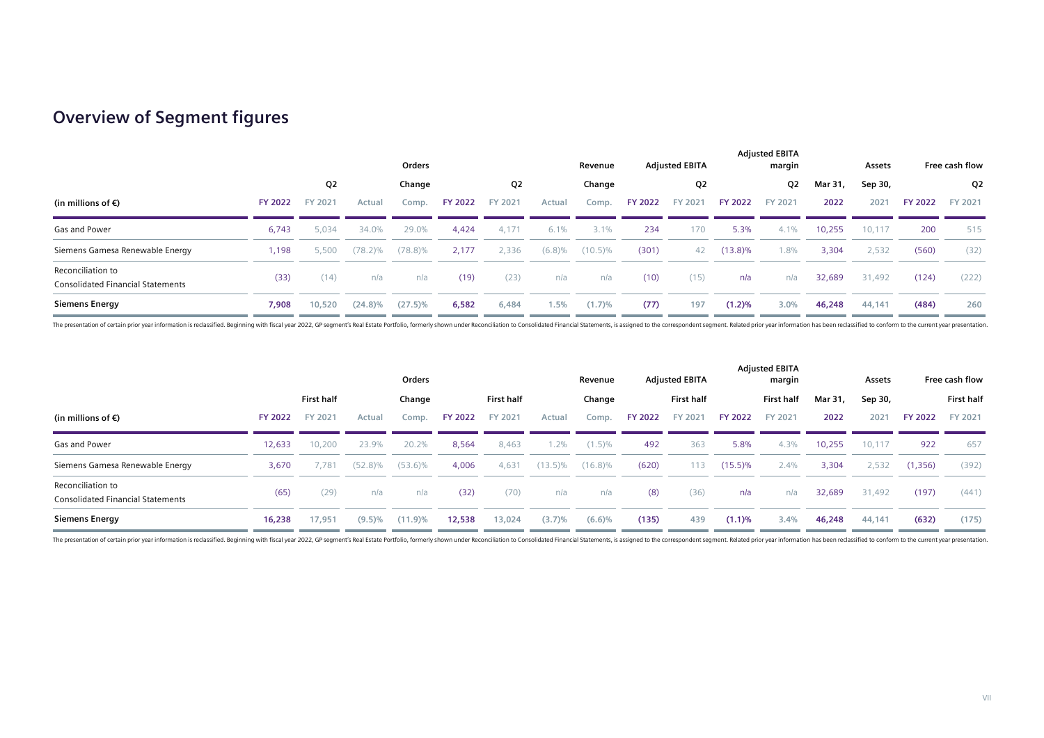## Overview of Segment figures

| (in millions of €) | Orders | | | | Revenue | | | | Adjusted EBITA | | Adjusted EBITA margin | | Assets | | Free cash flow | |
|---|---|---|---|---|---|---|---|---|---|---|---|---|---|---|---|---|
| | Q2 | | Change | | Q2 | | Change | | Q2 | | Q2 | | Mar 31, | Sep 30, | Q2 | |
| | FY 2022 | FY 2021 | Actual | Comp. | FY 2022 | FY 2021 | Actual | Comp. | FY 2022 | FY 2021 | FY 2022 | FY 2021 | 2022 | 2021 | FY 2022 | FY 2021 |
| Gas and Power | 6,743 | 5,034 | 34.0% | 29.0% | 4,424 | 4,171 | 6.1% | 3.1% | 234 | 170 | 5.3% | 4.1% | 10,255 | 10,117 | 200 | 515 |
| Siemens Gamesa Renewable Energy | 1,198 | 5,500 | (78.2)% | (78.8)% | 2,177 | 2,336 | (6.8)% | (10.5)% | (301) | 42 | (13.8)% | 1.8% | 3,304 | 2,532 | (560) | (32) |
| Reconciliation to Consolidated Financial Statements | (33) | (14) | n/a | n/a | (19) | (23) | n/a | n/a | (10) | (15) | n/a | n/a | 32,689 | 31,492 | (124) | (222) |
| **Siemens Energy** | **7,908** | **10,520** | **(24.8)%** | **(27.5)%** | **6,582** | **6,484** | **1.5%** | **(1.7)%** | **(77)** | **197** | **(1.2)%** | **3.0%** | **46,248** | **44,141** | **(484)** | **260** |

The presentation of certain prior year information is reclassified. Beginning with fiscal year 2022, GP segment's Real Estate Portfolio, formerly shown under Reconciliation to Consolidated Financial Statements, is assigned to the correspondent segment. Related prior year information has been reclassified to conform to the current year presentation.

| (in millions of €) | Orders | | | | Revenue | | | | Adjusted EBITA | | Adjusted EBITA margin | | Assets | | Free cash flow | |
|---|---|---|---|---|---|---|---|---|---|---|---|---|---|---|---|---|
| | First half | | Change | | First half | | Change | | First half | | First half | | Mar 31, | Sep 30, | First half | |
| | FY 2022 | FY 2021 | Actual | Comp. | FY 2022 | FY 2021 | Actual | Comp. | FY 2022 | FY 2021 | FY 2022 | FY 2021 | 2022 | 2021 | FY 2022 | FY 2021 |
| Gas and Power | 12,633 | 10,200 | 23.9% | 20.2% | 8,564 | 8,463 | 1.2% | (1.5)% | 492 | 363 | 5.8% | 4.3% | 10,255 | 10,117 | 922 | 657 |
| Siemens Gamesa Renewable Energy | 3,670 | 7,781 | (52.8)% | (53.6)% | 4,006 | 4,631 | (13.5)% | (16.8)% | (620) | 113 | (15.5)% | 2.4% | 3,304 | 2,532 | (1,356) | (392) |
| Reconciliation to Consolidated Financial Statements | (65) | (29) | n/a | n/a | (32) | (70) | n/a | n/a | (8) | (36) | n/a | n/a | 32,689 | 31,492 | (197) | (441) |
| **Siemens Energy** | **16,238** | **17,951** | **(9.5)%** | **(11.9)%** | **12,538** | **13,024** | **(3.7)%** | **(6.6)%** | **(135)** | **439** | **(1.1)%** | **3.4%** | **46,248** | **44,141** | **(632)** | **(175)** |

The presentation of certain prior year information is reclassified. Beginning with fiscal year 2022, GP segment's Real Estate Portfolio, formerly shown under Reconciliation to Consolidated Financial Statements, is assigned to the correspondent segment. Related prior year information has been reclassified to conform to the current year presentation.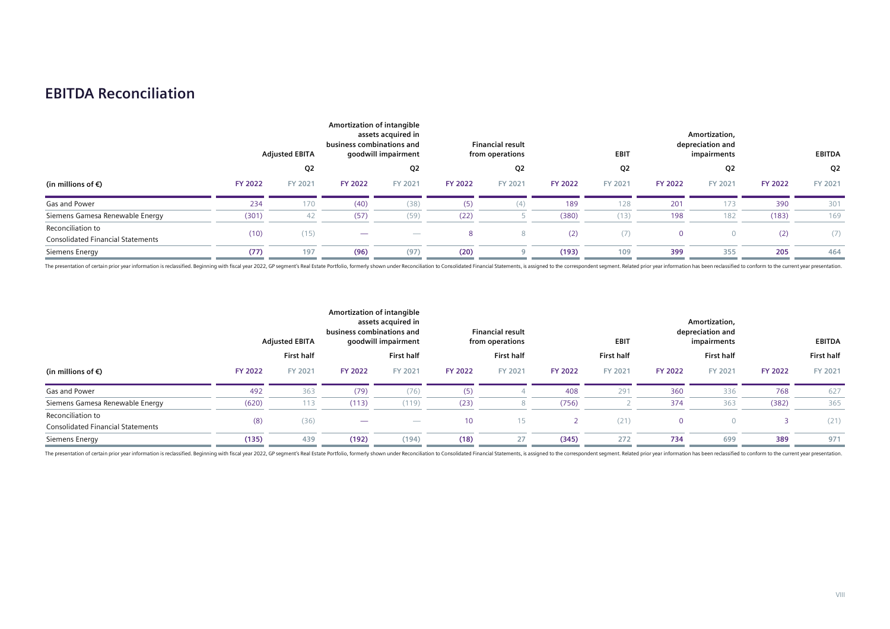## EBITDA Reconciliation

| (in millions of €) | Adjusted EBITA | | Amortization of intangible assets acquired in business combinations and goodwill impairment | | Financial result from operations | | EBIT | | Amortization, depreciation and impairments | | EBITDA | |
|---|---|---|---|---|---|---|---|---|---|---|---|---|
| | Q2 | | Q2 | | Q2 | | Q2 | | Q2 | | Q2 | |
| | FY 2022 | FY 2021 | FY 2022 | FY 2021 | FY 2022 | FY 2021 | FY 2022 | FY 2021 | FY 2022 | FY 2021 | FY 2022 | FY 2021 |
| Gas and Power | 234 | 170 | (40) | (38) | (5) | (4) | 189 | 128 | 201 | 173 | 390 | 301 |
| Siemens Gamesa Renewable Energy | (301) | 42 | (57) | (59) | (22) | 5 | (380) | (13) | 198 | 182 | (183) | 169 |
| Reconciliation to Consolidated Financial Statements | (10) | (15) | — | — | 8 | 8 | (2) | (7) | 0 | 0 | (2) | (7) |
| **Siemens Energy** | **(77)** | **197** | **(96)** | **(97)** | **(20)** | **9** | **(193)** | **109** | **399** | **355** | **205** | **464** |

The presentation of certain prior year information is reclassified. Beginning with fiscal year 2022, GP segment's Real Estate Portfolio, formerly shown under Reconciliation to Consolidated Financial Statements, is assigned to the correspondent segment. Related prior year information has been reclassified to conform to the current year presentation.

| (in millions of €) | Adjusted EBITA | | Amortization of intangible assets acquired in business combinations and goodwill impairment | | Financial result from operations | | EBIT | | Amortization, depreciation and impairments | | EBITDA | |
|---|---|---|---|---|---|---|---|---|---|---|---|---|
| | First half | | First half | | First half | | First half | | First half | | First half | |
| | FY 2022 | FY 2021 | FY 2022 | FY 2021 | FY 2022 | FY 2021 | FY 2022 | FY 2021 | FY 2022 | FY 2021 | FY 2022 | FY 2021 |
| Gas and Power | 492 | 363 | (79) | (76) | (5) | 4 | 408 | 291 | 360 | 336 | 768 | 627 |
| Siemens Gamesa Renewable Energy | (620) | 113 | (113) | (119) | (23) | 8 | (756) | 2 | 374 | 363 | (382) | 365 |
| Reconciliation to Consolidated Financial Statements | (8) | (36) | — | — | 10 | 15 | 2 | (21) | 0 | 0 | 3 | (21) |
| **Siemens Energy** | **(135)** | **439** | **(192)** | **(194)** | **(18)** | **27** | **(345)** | **272** | **734** | **699** | **389** | **971** |

The presentation of certain prior year information is reclassified. Beginning with fiscal year 2022, GP segment's Real Estate Portfolio, formerly shown under Reconciliation to Consolidated Financial Statements, is assigned to the correspondent segment. Related prior year information has been reclassified to conform to the current year presentation.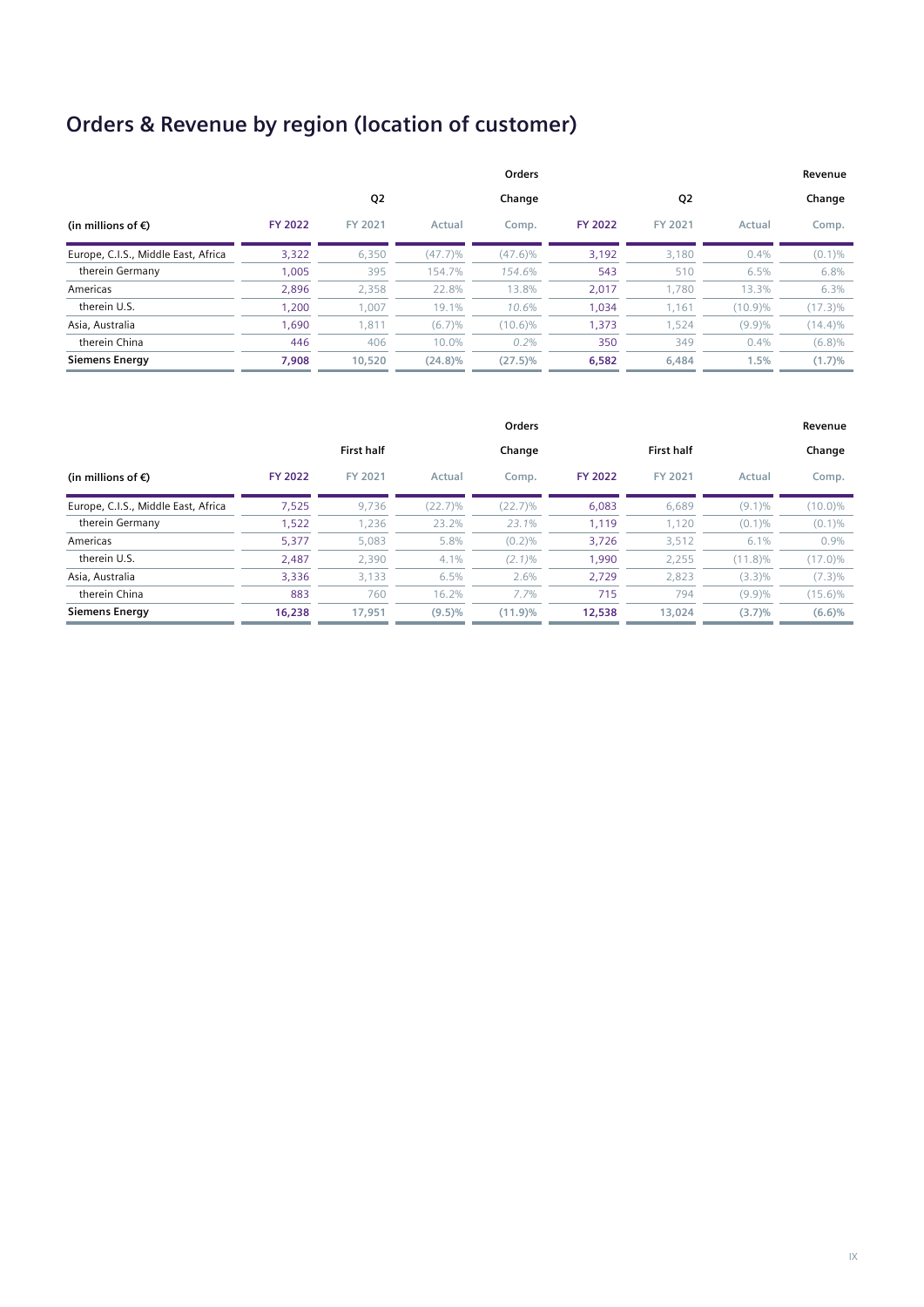# Orders & Revenue by region (location of customer)

| (in millions of €) | Orders | | | | Revenue | | | |
|---|---|---|---|---|---|---|---|---|
| | Q2 | | Change | | Q2 | | Change | |
| | FY 2022 | FY 2021 | Actual | Comp. | FY 2022 | FY 2021 | Actual | Comp. |
| Europe, C.I.S., Middle East, Africa | 3,322 | 6,350 | (47.7)% | (47.6)% | 3,192 | 3,180 | 0.4% | (0.1)% |
| therein Germany | 1,005 | 395 | 154.7% | 154.6% | 543 | 510 | 6.5% | 6.8% |
| Americas | 2,896 | 2,358 | 22.8% | 13.8% | 2,017 | 1,780 | 13.3% | 6.3% |
| therein U.S. | 1,200 | 1,007 | 19.1% | 10.6% | 1,034 | 1,161 | (10.9)% | (17.3)% |
| Asia, Australia | 1,690 | 1,811 | (6.7)% | (10.6)% | 1,373 | 1,524 | (9.9)% | (14.4)% |
| therein China | 446 | 406 | 10.0% | 0.2% | 350 | 349 | 0.4% | (6.8)% |
| **Siemens Energy** | **7,908** | **10,520** | **(24.8)%** | **(27.5)%** | **6,582** | **6,484** | **1.5%** | **(1.7)%** |

| (in millions of €) | Orders | | | | Revenue | | | |
|---|---|---|---|---|---|---|---|---|
| | First half | | Change | | First half | | Change | |
| | FY 2022 | FY 2021 | Actual | Comp. | FY 2022 | FY 2021 | Actual | Comp. |
| Europe, C.I.S., Middle East, Africa | 7,525 | 9,736 | (22.7)% | (22.7)% | 6,083 | 6,689 | (9.1)% | (10.0)% |
| therein Germany | 1,522 | 1,236 | 23.2% | 23.1% | 1,119 | 1,120 | (0.1)% | (0.1)% |
| Americas | 5,377 | 5,083 | 5.8% | (0.2)% | 3,726 | 3,512 | 6.1% | 0.9% |
| therein U.S. | 2,487 | 2,390 | 4.1% | (2.1)% | 1,990 | 2,255 | (11.8)% | (17.0)% |
| Asia, Australia | 3,336 | 3,133 | 6.5% | 2.6% | 2,729 | 2,823 | (3.3)% | (7.3)% |
| therein China | 883 | 760 | 16.2% | 7.7% | 715 | 794 | (9.9)% | (15.6)% |
| **Siemens Energy** | **16,238** | **17,951** | **(9.5)%** | **(11.9)%** | **12,538** | **13,024** | **(3.7)%** | **(6.6)%** |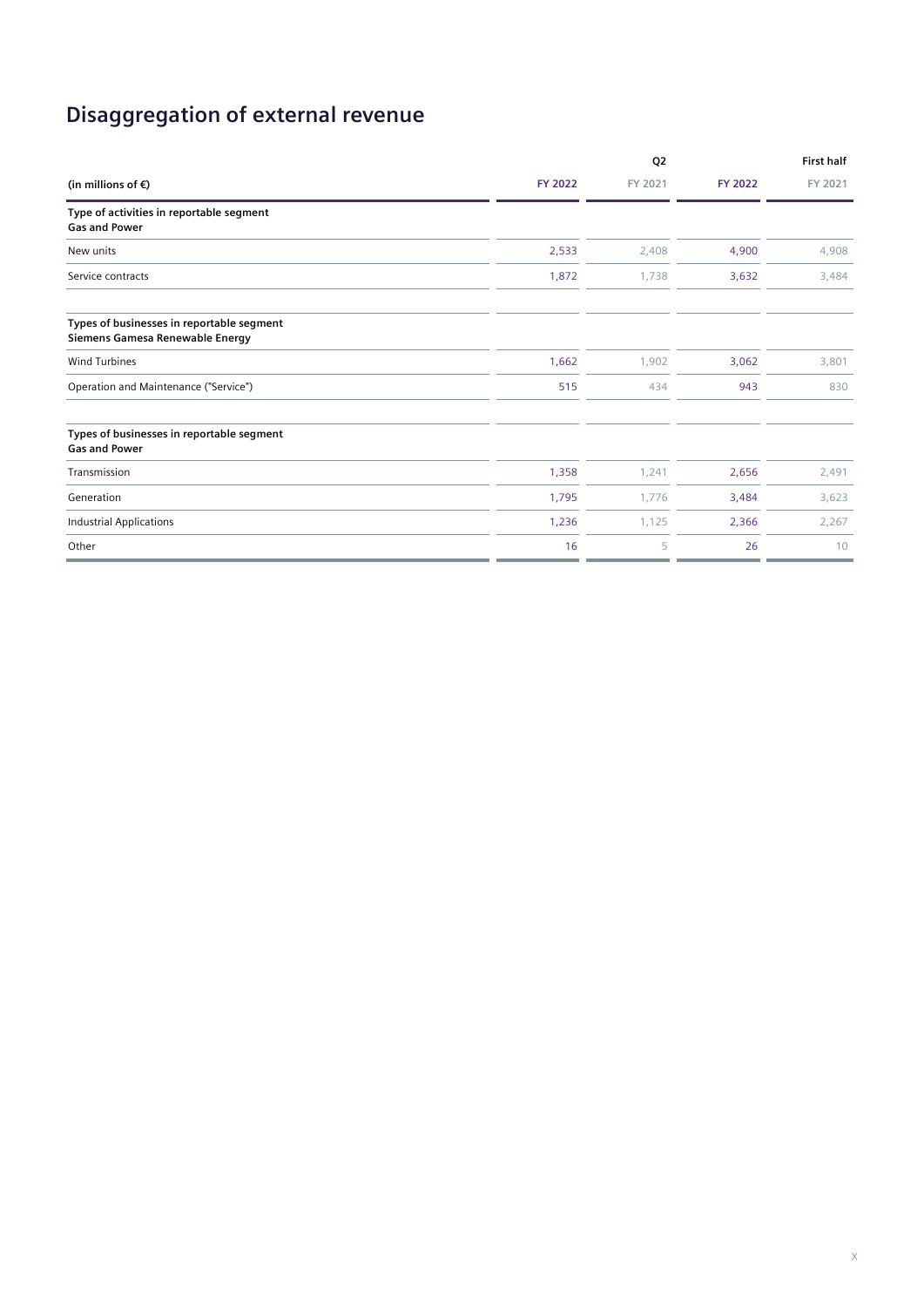# Disaggregation of external revenue

| (in millions of €) | Q2 | | First half | |
|---|---|---|---|---|
| | FY 2022 | FY 2021 | FY 2022 | FY 2021 |
| **Type of activities in reportable segment Gas and Power** | | | | |
| New units | 2,533 | 2,408 | 4,900 | 4,908 |
| Service contracts | 1,872 | 1,738 | 3,632 | 3,484 |
| **Types of businesses in reportable segment Siemens Gamesa Renewable Energy** | | | | |
| Wind Turbines | 1,662 | 1,902 | 3,062 | 3,801 |
| Operation and Maintenance ("Service") | 515 | 434 | 943 | 830 |
| **Types of businesses in reportable segment Gas and Power** | | | | |
| Transmission | 1,358 | 1,241 | 2,656 | 2,491 |
| Generation | 1,795 | 1,776 | 3,484 | 3,623 |
| Industrial Applications | 1,236 | 1,125 | 2,366 | 2,267 |
| Other | 16 | 5 | 26 | 10 |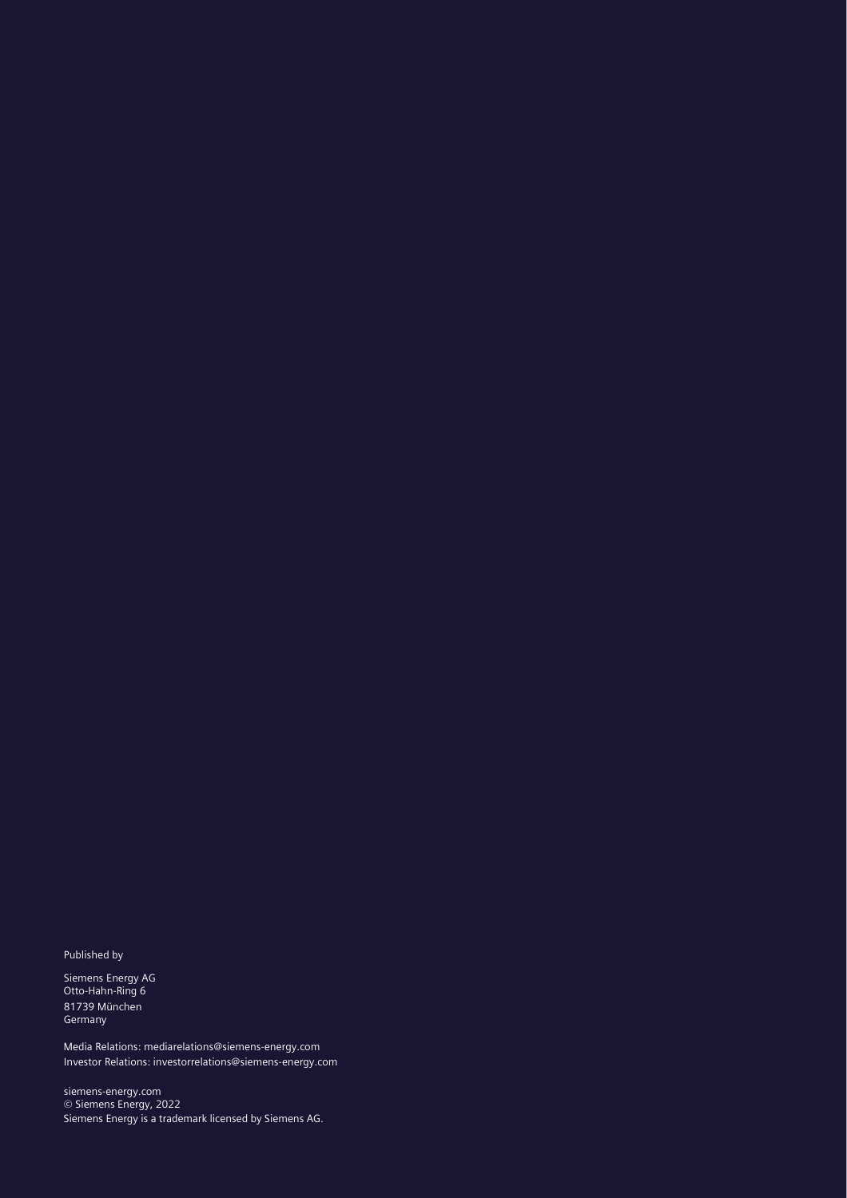Published by

Siemens Energy AG
Otto-Hahn-Ring 6
81739 München
Germany

Media Relations: mediarelations@siemens-energy.com
Investor Relations: investorrelations@siemens-energy.com

siemens-energy.com
© Siemens Energy, 2022
Siemens Energy is a trademark licensed by Siemens AG.